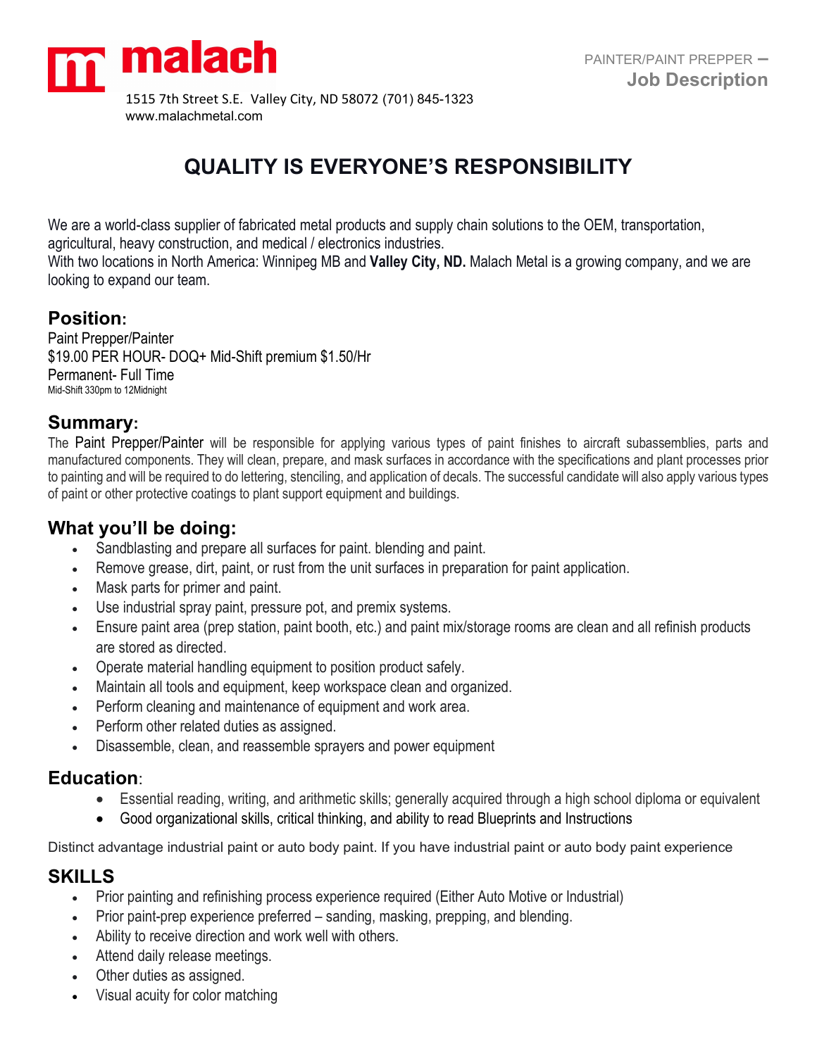# malach

1515 7th Street S.E. Valley City, ND 58072 (701) 845-1323
www.malachmetal.com

PAINTER/PAINT PREPPER –
**Job Description**

## QUALITY IS EVERYONE'S RESPONSIBILITY

We are a world-class supplier of fabricated metal products and supply chain solutions to the OEM, transportation, agricultural, heavy construction, and medical / electronics industries.
With two locations in North America: Winnipeg MB and **Valley City, ND.** Malach Metal is a growing company, and we are looking to expand our team.

## Position:

Paint Prepper/Painter
$19.00 PER HOUR- DOQ+ Mid-Shift premium $1.50/Hr
Permanent- Full Time
Mid-Shift 330pm to 12Midnight

## Summary:

The Paint Prepper/Painter will be responsible for applying various types of paint finishes to aircraft subassemblies, parts and manufactured components. They will clean, prepare, and mask surfaces in accordance with the specifications and plant processes prior to painting and will be required to do lettering, stenciling, and application of decals. The successful candidate will also apply various types of paint or other protective coatings to plant support equipment and buildings.

## What you'll be doing:

- Sandblasting and prepare all surfaces for paint. blending and paint.
- Remove grease, dirt, paint, or rust from the unit surfaces in preparation for paint application.
- Mask parts for primer and paint.
- Use industrial spray paint, pressure pot, and premix systems.
- Ensure paint area (prep station, paint booth, etc.) and paint mix/storage rooms are clean and all refinish products are stored as directed.
- Operate material handling equipment to position product safely.
- Maintain all tools and equipment, keep workspace clean and organized.
- Perform cleaning and maintenance of equipment and work area.
- Perform other related duties as assigned.
- Disassemble, clean, and reassemble sprayers and power equipment

## Education:

- Essential reading, writing, and arithmetic skills; generally acquired through a high school diploma or equivalent
- Good organizational skills, critical thinking, and ability to read Blueprints and Instructions

Distinct advantage industrial paint or auto body paint. If you have industrial paint or auto body paint experience

## SKILLS

- Prior painting and refinishing process experience required (Either Auto Motive or Industrial)
- Prior paint-prep experience preferred – sanding, masking, prepping, and blending.
- Ability to receive direction and work well with others.
- Attend daily release meetings.
- Other duties as assigned.
- Visual acuity for color matching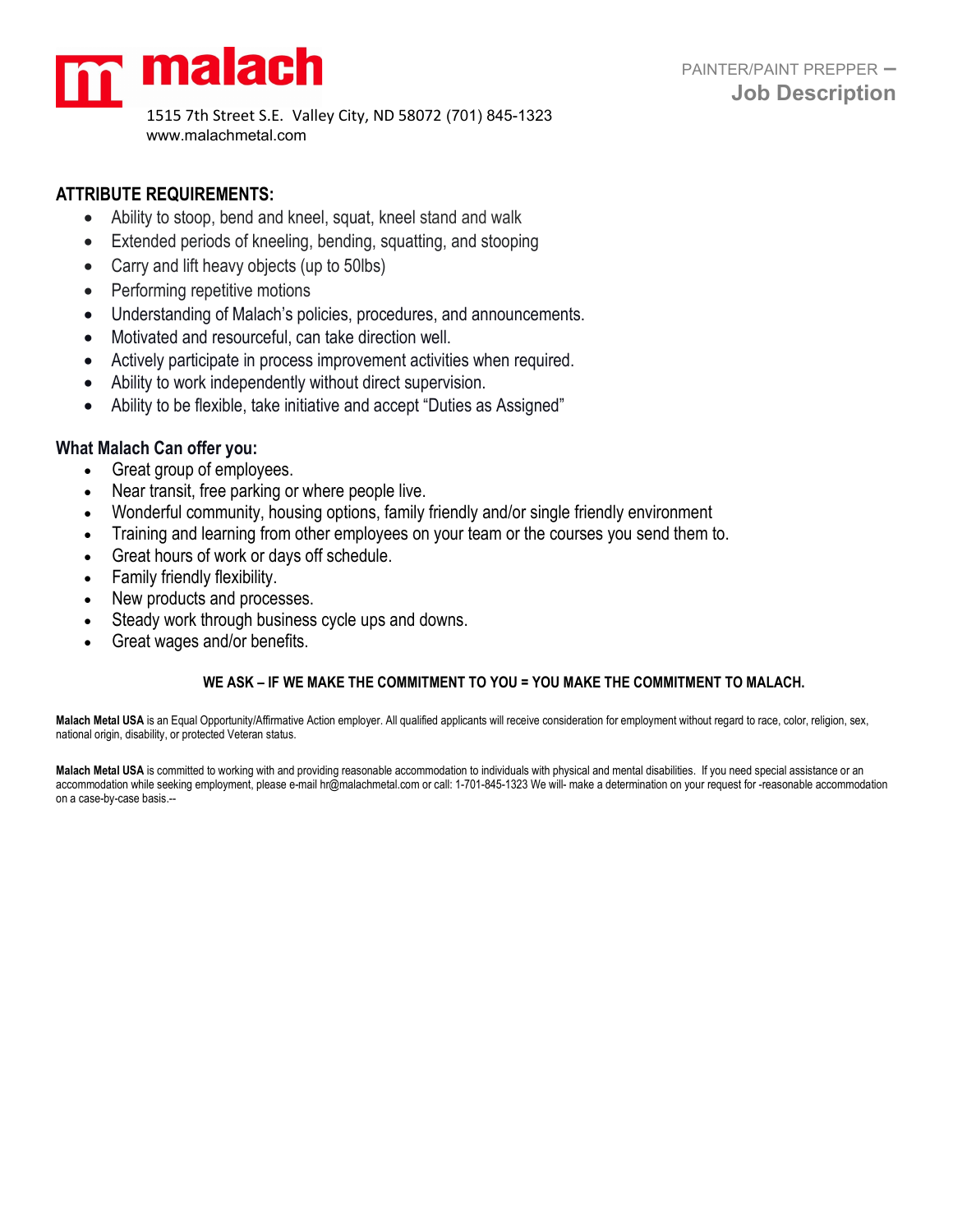## ATTRIBUTE REQUIREMENTS:

- Ability to stoop, bend and kneel, squat, kneel stand and walk
- Extended periods of kneeling, bending, squatting, and stooping
- Carry and lift heavy objects (up to 50lbs)
- Performing repetitive motions
- Understanding of Malach's policies, procedures, and announcements.
- Motivated and resourceful, can take direction well.
- Actively participate in process improvement activities when required.
- Ability to work independently without direct supervision.
- Ability to be flexible, take initiative and accept "Duties as Assigned"

## What Malach Can offer you:

- Great group of employees.
- Near transit, free parking or where people live.
- Wonderful community, housing options, family friendly and/or single friendly environment
- Training and learning from other employees on your team or the courses you send them to.
- Great hours of work or days off schedule.
- Family friendly flexibility.
- New products and processes.
- Steady work through business cycle ups and downs.
- Great wages and/or benefits.

**WE ASK – IF WE MAKE THE COMMITMENT TO YOU = YOU MAKE THE COMMITMENT TO MALACH.**

**Malach Metal USA** is an Equal Opportunity/Affirmative Action employer. All qualified applicants will receive consideration for employment without regard to race, color, religion, sex, national origin, disability, or protected Veteran status.

**Malach Metal USA** is committed to working with and providing reasonable accommodation to individuals with physical and mental disabilities. If you need special assistance or an accommodation while seeking employment, please e-mail hr@malachmetal.com or call: 1-701-845-1323 We will- make a determination on your request for -reasonable accommodation on a case-by-case basis.--